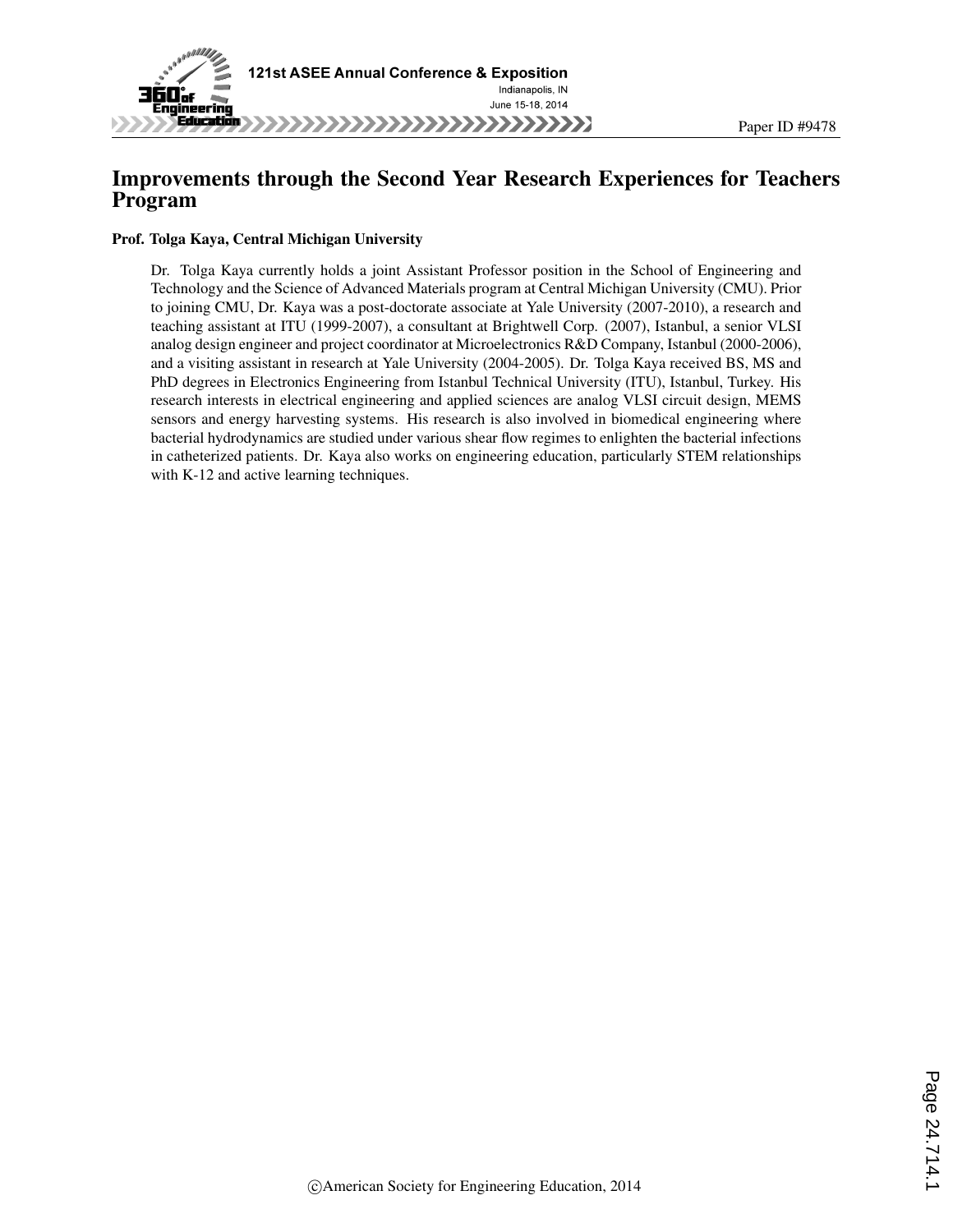# Improvements through the Second Year Research Experiences for Teachers Program

**Prof. Tolga Kaya, Central Michigan University**

Dr. Tolga Kaya currently holds a joint Assistant Professor position in the School of Engineering and Technology and the Science of Advanced Materials program at Central Michigan University (CMU). Prior to joining CMU, Dr. Kaya was a post-doctorate associate at Yale University (2007-2010), a research and teaching assistant at ITU (1999-2007), a consultant at Brightwell Corp. (2007), Istanbul, a senior VLSI analog design engineer and project coordinator at Microelectronics R&D Company, Istanbul (2000-2006), and a visiting assistant in research at Yale University (2004-2005). Dr. Tolga Kaya received BS, MS and PhD degrees in Electronics Engineering from Istanbul Technical University (ITU), Istanbul, Turkey. His research interests in electrical engineering and applied sciences are analog VLSI circuit design, MEMS sensors and energy harvesting systems. His research is also involved in biomedical engineering where bacterial hydrodynamics are studied under various shear flow regimes to enlighten the bacterial infections in catheterized patients. Dr. Kaya also works on engineering education, particularly STEM relationships with K-12 and active learning techniques.

©American Society for Engineering Education, 2014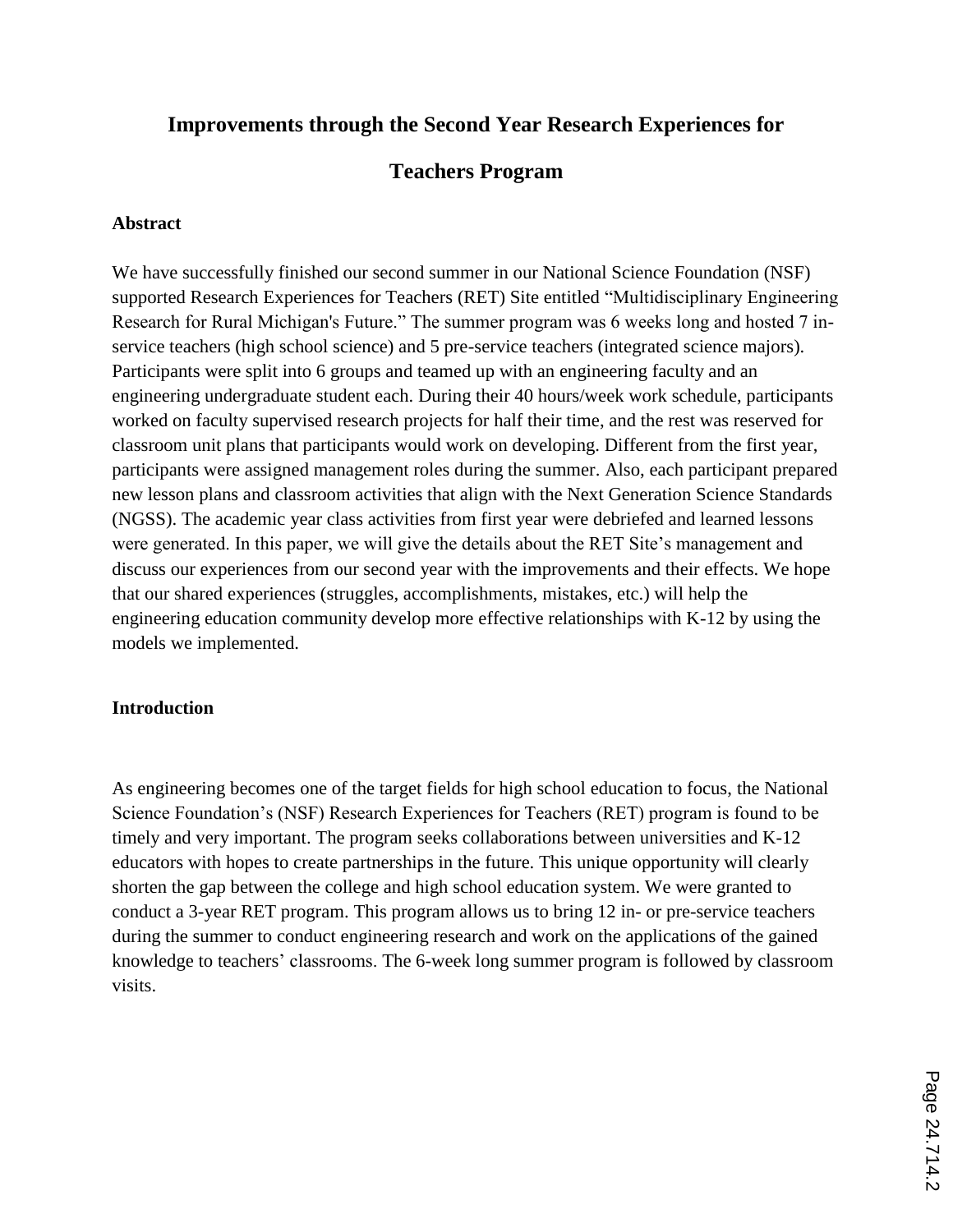# Improvements through the Second Year Research Experiences for Teachers Program

## Abstract

We have successfully finished our second summer in our National Science Foundation (NSF) supported Research Experiences for Teachers (RET) Site entitled "Multidisciplinary Engineering Research for Rural Michigan's Future." The summer program was 6 weeks long and hosted 7 in-service teachers (high school science) and 5 pre-service teachers (integrated science majors). Participants were split into 6 groups and teamed up with an engineering faculty and an engineering undergraduate student each. During their 40 hours/week work schedule, participants worked on faculty supervised research projects for half their time, and the rest was reserved for classroom unit plans that participants would work on developing. Different from the first year, participants were assigned management roles during the summer. Also, each participant prepared new lesson plans and classroom activities that align with the Next Generation Science Standards (NGSS). The academic year class activities from first year were debriefed and learned lessons were generated. In this paper, we will give the details about the RET Site's management and discuss our experiences from our second year with the improvements and their effects. We hope that our shared experiences (struggles, accomplishments, mistakes, etc.) will help the engineering education community develop more effective relationships with K-12 by using the models we implemented.

## Introduction

As engineering becomes one of the target fields for high school education to focus, the National Science Foundation's (NSF) Research Experiences for Teachers (RET) program is found to be timely and very important. The program seeks collaborations between universities and K-12 educators with hopes to create partnerships in the future. This unique opportunity will clearly shorten the gap between the college and high school education system. We were granted to conduct a 3-year RET program. This program allows us to bring 12 in- or pre-service teachers during the summer to conduct engineering research and work on the applications of the gained knowledge to teachers' classrooms. The 6-week long summer program is followed by classroom visits.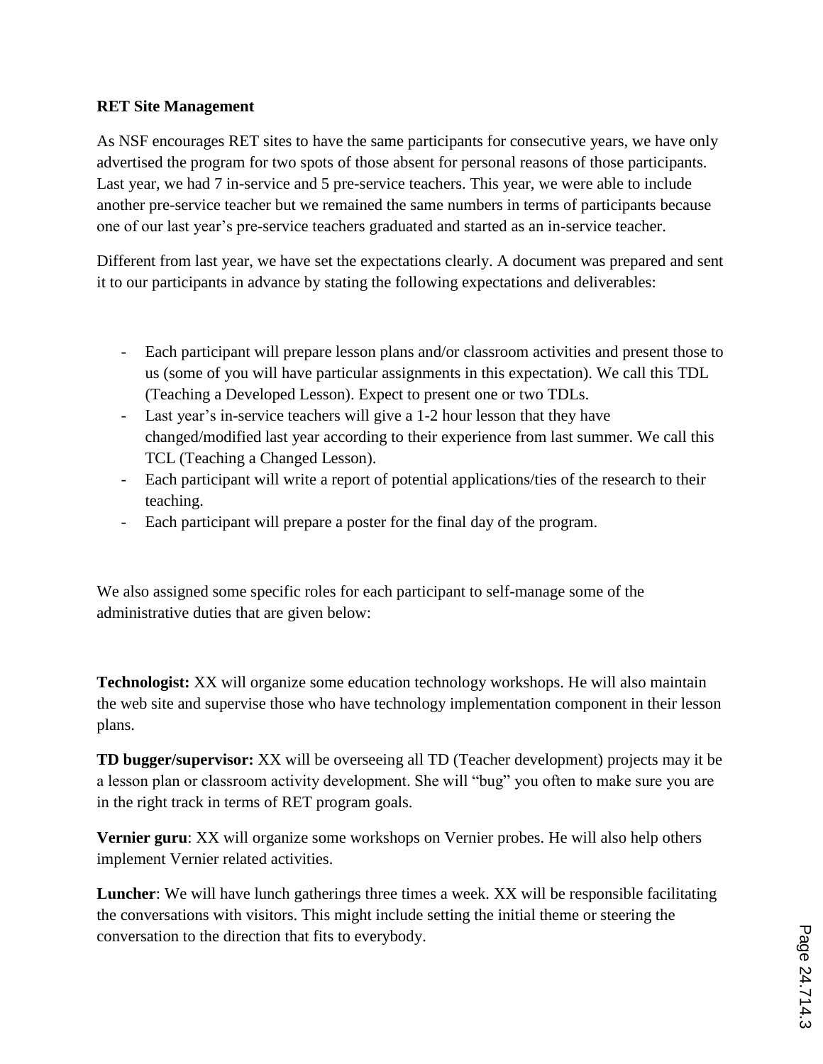**RET Site Management**

As NSF encourages RET sites to have the same participants for consecutive years, we have only advertised the program for two spots of those absent for personal reasons of those participants. Last year, we had 7 in-service and 5 pre-service teachers. This year, we were able to include another pre-service teacher but we remained the same numbers in terms of participants because one of our last year's pre-service teachers graduated and started as an in-service teacher.

Different from last year, we have set the expectations clearly. A document was prepared and sent it to our participants in advance by stating the following expectations and deliverables:

- Each participant will prepare lesson plans and/or classroom activities and present those to us (some of you will have particular assignments in this expectation). We call this TDL (Teaching a Developed Lesson). Expect to present one or two TDLs.
- Last year's in-service teachers will give a 1-2 hour lesson that they have changed/modified last year according to their experience from last summer. We call this TCL (Teaching a Changed Lesson).
- Each participant will write a report of potential applications/ties of the research to their teaching.
- Each participant will prepare a poster for the final day of the program.

We also assigned some specific roles for each participant to self-manage some of the administrative duties that are given below:

**Technologist:** XX will organize some education technology workshops. He will also maintain the web site and supervise those who have technology implementation component in their lesson plans.

**TD bugger/supervisor:** XX will be overseeing all TD (Teacher development) projects may it be a lesson plan or classroom activity development. She will "bug" you often to make sure you are in the right track in terms of RET program goals.

**Vernier guru**: XX will organize some workshops on Vernier probes. He will also help others implement Vernier related activities.

**Luncher**: We will have lunch gatherings three times a week. XX will be responsible facilitating the conversations with visitors. This might include setting the initial theme or steering the conversation to the direction that fits to everybody.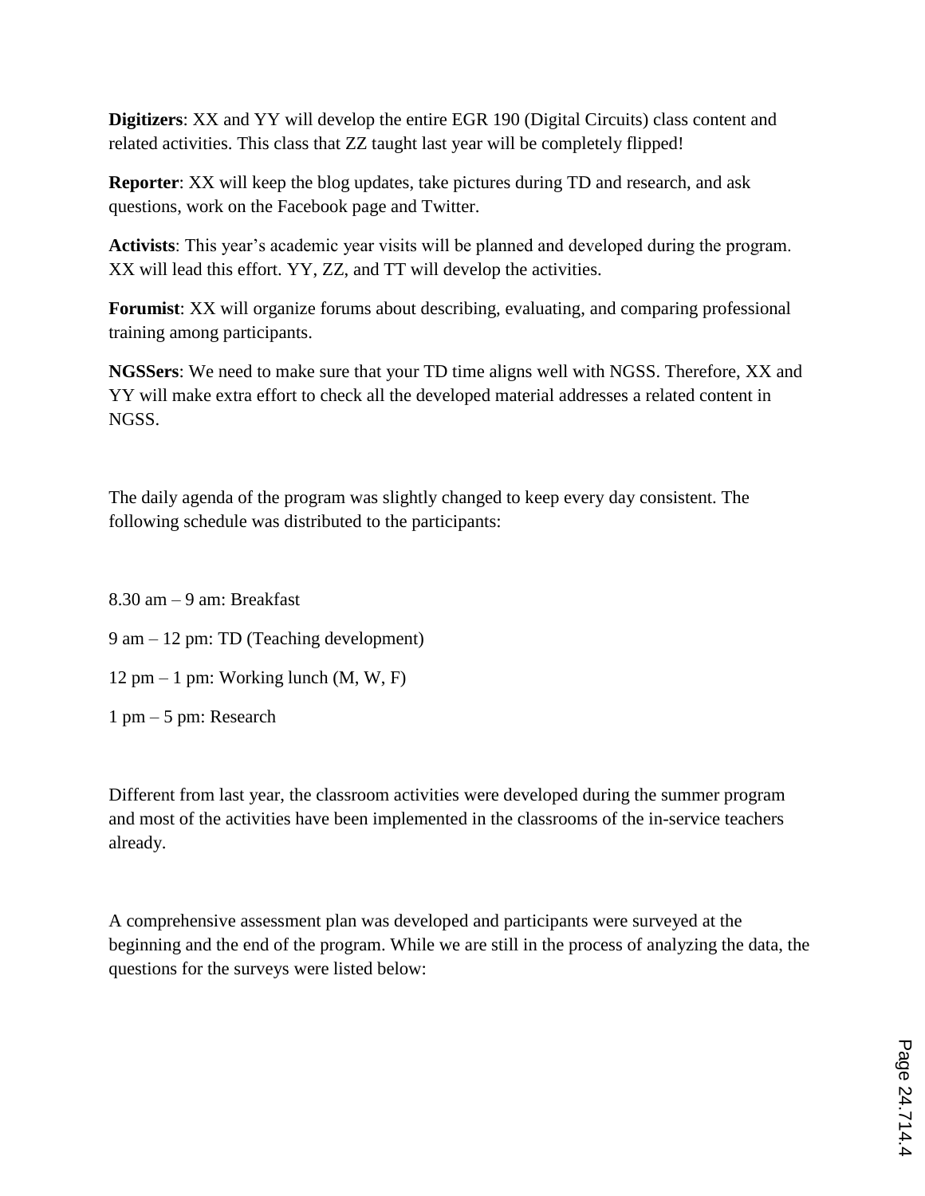**Digitizers**: XX and YY will develop the entire EGR 190 (Digital Circuits) class content and related activities. This class that ZZ taught last year will be completely flipped!

**Reporter**: XX will keep the blog updates, take pictures during TD and research, and ask questions, work on the Facebook page and Twitter.

**Activists**: This year's academic year visits will be planned and developed during the program. XX will lead this effort. YY, ZZ, and TT will develop the activities.

**Forumist**: XX will organize forums about describing, evaluating, and comparing professional training among participants.

**NGSSers**: We need to make sure that your TD time aligns well with NGSS. Therefore, XX and YY will make extra effort to check all the developed material addresses a related content in NGSS.

The daily agenda of the program was slightly changed to keep every day consistent. The following schedule was distributed to the participants:

8.30 am – 9 am: Breakfast

9 am – 12 pm: TD (Teaching development)

12 pm – 1 pm: Working lunch (M, W, F)

1 pm – 5 pm: Research

Different from last year, the classroom activities were developed during the summer program and most of the activities have been implemented in the classrooms of the in-service teachers already.

A comprehensive assessment plan was developed and participants were surveyed at the beginning and the end of the program. While we are still in the process of analyzing the data, the questions for the surveys were listed below: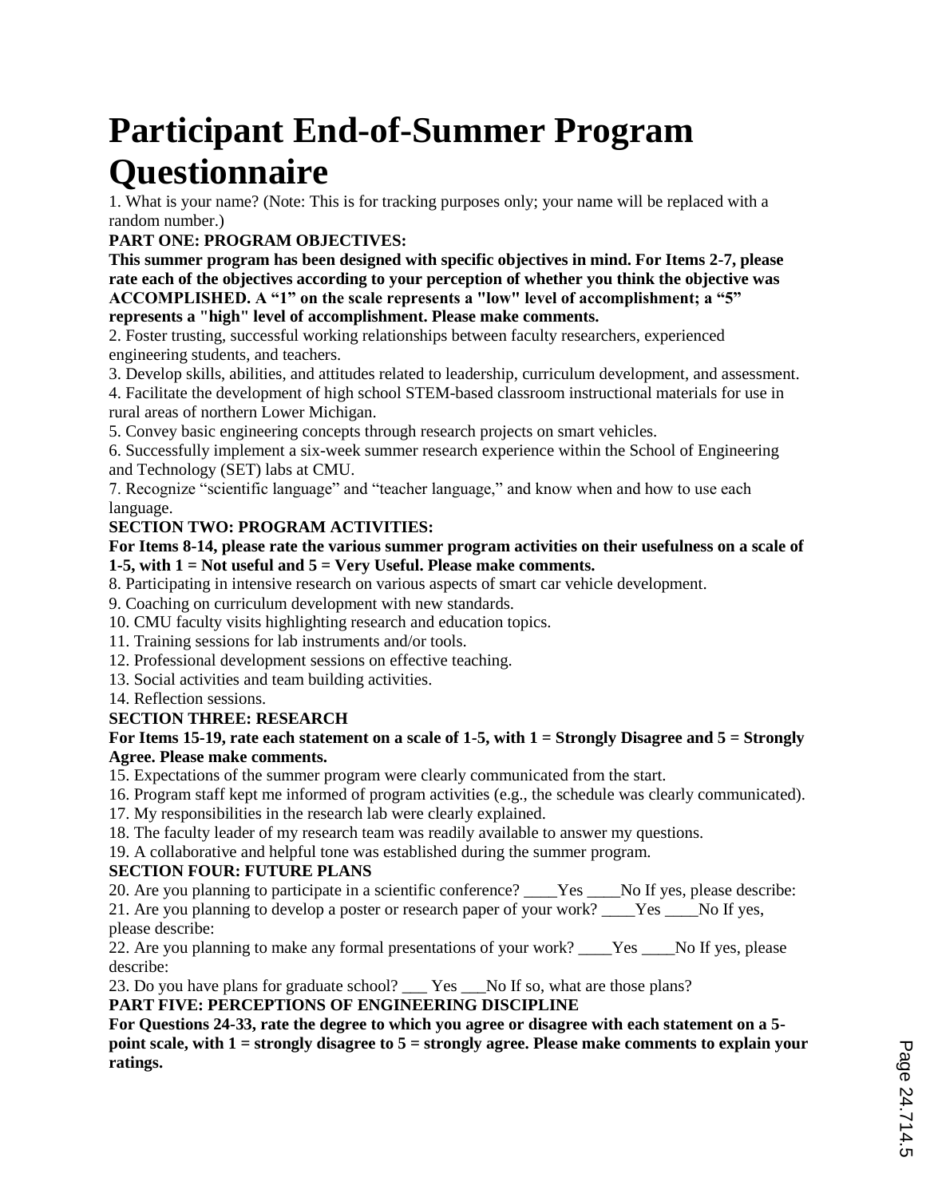# Participant End-of-Summer Program Questionnaire

1. What is your name? (Note: This is for tracking purposes only; your name will be replaced with a random number.)

**PART ONE: PROGRAM OBJECTIVES:**

**This summer program has been designed with specific objectives in mind. For Items 2-7, please rate each of the objectives according to your perception of whether you think the objective was ACCOMPLISHED. A "1" on the scale represents a "low" level of accomplishment; a "5" represents a "high" level of accomplishment. Please make comments.**

2. Foster trusting, successful working relationships between faculty researchers, experienced engineering students, and teachers.
3. Develop skills, abilities, and attitudes related to leadership, curriculum development, and assessment.
4. Facilitate the development of high school STEM-based classroom instructional materials for use in rural areas of northern Lower Michigan.
5. Convey basic engineering concepts through research projects on smart vehicles.
6. Successfully implement a six-week summer research experience within the School of Engineering and Technology (SET) labs at CMU.
7. Recognize "scientific language" and "teacher language," and know when and how to use each language.

**SECTION TWO: PROGRAM ACTIVITIES:**

**For Items 8-14, please rate the various summer program activities on their usefulness on a scale of 1-5, with 1 = Not useful and 5 = Very Useful. Please make comments.**

8. Participating in intensive research on various aspects of smart car vehicle development.
9. Coaching on curriculum development with new standards.
10. CMU faculty visits highlighting research and education topics.
11. Training sessions for lab instruments and/or tools.
12. Professional development sessions on effective teaching.
13. Social activities and team building activities.
14. Reflection sessions.

**SECTION THREE: RESEARCH**

**For Items 15-19, rate each statement on a scale of 1-5, with 1 = Strongly Disagree and 5 = Strongly Agree. Please make comments.**

15. Expectations of the summer program were clearly communicated from the start.
16. Program staff kept me informed of program activities (e.g., the schedule was clearly communicated).
17. My responsibilities in the research lab were clearly explained.
18. The faculty leader of my research team was readily available to answer my questions.
19. A collaborative and helpful tone was established during the summer program.

**SECTION FOUR: FUTURE PLANS**

20. Are you planning to participate in a scientific conference? ____Yes ____No If yes, please describe:
21. Are you planning to develop a poster or research paper of your work? ____Yes ____No If yes, please describe:
22. Are you planning to make any formal presentations of your work? ____Yes ____No If yes, please describe:
23. Do you have plans for graduate school? ___ Yes ___No If so, what are those plans?

**PART FIVE: PERCEPTIONS OF ENGINEERING DISCIPLINE**

**For Questions 24-33, rate the degree to which you agree or disagree with each statement on a 5-point scale, with 1 = strongly disagree to 5 = strongly agree. Please make comments to explain your ratings.**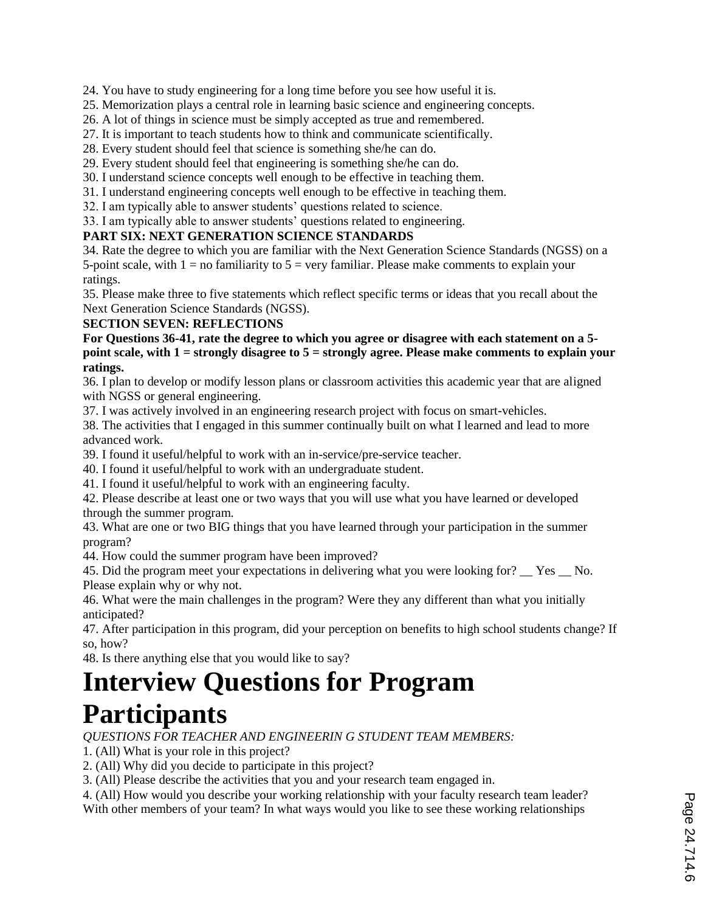24. You have to study engineering for a long time before you see how useful it is.
25. Memorization plays a central role in learning basic science and engineering concepts.
26. A lot of things in science must be simply accepted as true and remembered.
27. It is important to teach students how to think and communicate scientifically.
28. Every student should feel that science is something she/he can do.
29. Every student should feel that engineering is something she/he can do.
30. I understand science concepts well enough to be effective in teaching them.
31. I understand engineering concepts well enough to be effective in teaching them.
32. I am typically able to answer students' questions related to science.
33. I am typically able to answer students' questions related to engineering.

**PART SIX: NEXT GENERATION SCIENCE STANDARDS**

34. Rate the degree to which you are familiar with the Next Generation Science Standards (NGSS) on a 5-point scale, with 1 = no familiarity to 5 = very familiar. Please make comments to explain your ratings.
35. Please make three to five statements which reflect specific terms or ideas that you recall about the Next Generation Science Standards (NGSS).

**SECTION SEVEN: REFLECTIONS**

**For Questions 36-41, rate the degree to which you agree or disagree with each statement on a 5-point scale, with 1 = strongly disagree to 5 = strongly agree. Please make comments to explain your ratings.**

36. I plan to develop or modify lesson plans or classroom activities this academic year that are aligned with NGSS or general engineering.
37. I was actively involved in an engineering research project with focus on smart-vehicles.
38. The activities that I engaged in this summer continually built on what I learned and lead to more advanced work.
39. I found it useful/helpful to work with an in-service/pre-service teacher.
40. I found it useful/helpful to work with an undergraduate student.
41. I found it useful/helpful to work with an engineering faculty.
42. Please describe at least one or two ways that you will use what you have learned or developed through the summer program.
43. What are one or two BIG things that you have learned through your participation in the summer program?
44. How could the summer program have been improved?
45. Did the program meet your expectations in delivering what you were looking for? __ Yes __ No. Please explain why or why not.
46. What were the main challenges in the program? Were they any different than what you initially anticipated?
47. After participation in this program, did your perception on benefits to high school students change? If so, how?
48. Is there anything else that you would like to say?

# Interview Questions for Program Participants

*QUESTIONS FOR TEACHER AND ENGINEERIN G STUDENT TEAM MEMBERS:*

1. (All) What is your role in this project?
2. (All) Why did you decide to participate in this project?
3. (All) Please describe the activities that you and your research team engaged in.
4. (All) How would you describe your working relationship with your faculty research team leader? With other members of your team? In what ways would you like to see these working relationships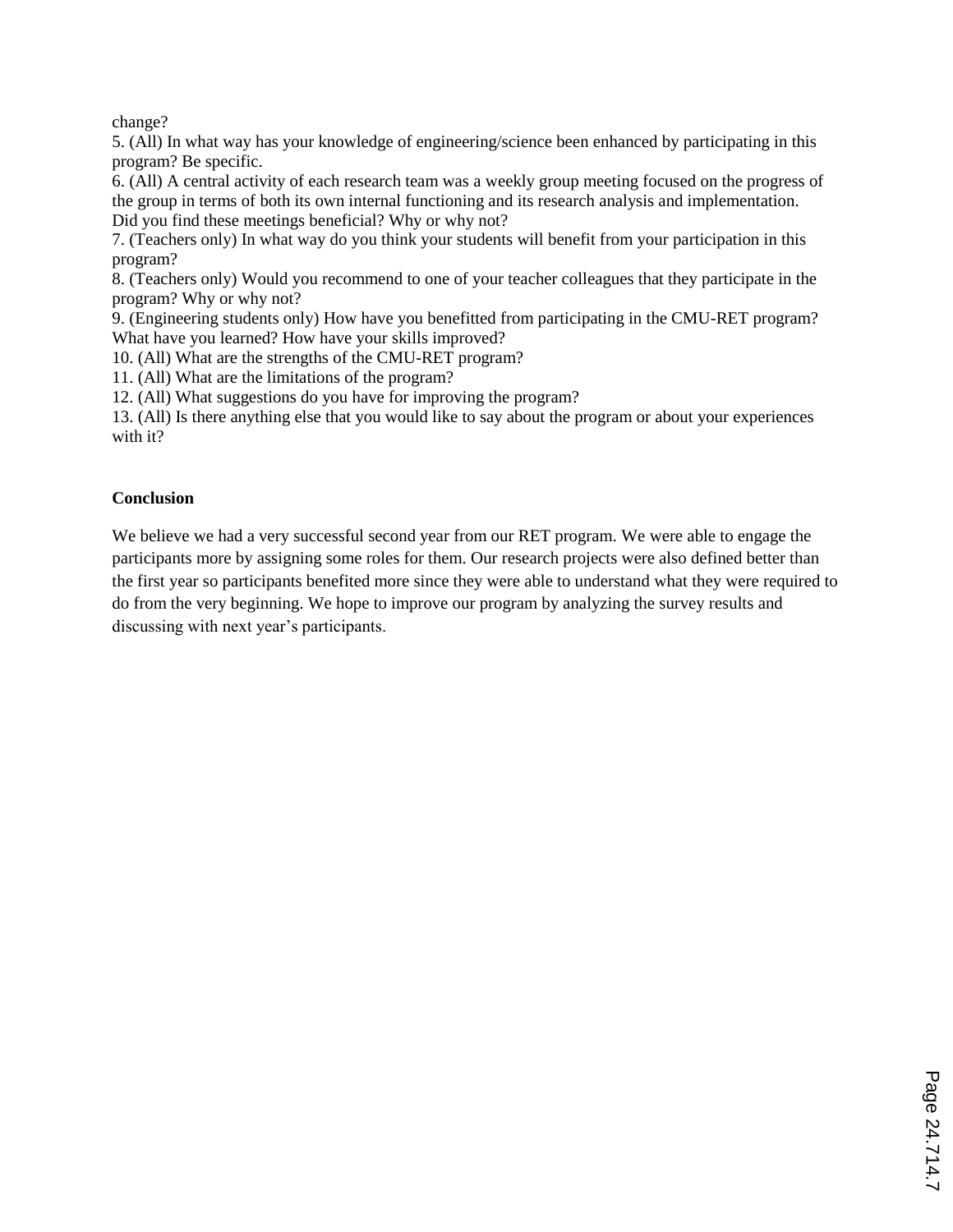change?

5. (All) In what way has your knowledge of engineering/science been enhanced by participating in this program? Be specific.
6. (All) A central activity of each research team was a weekly group meeting focused on the progress of the group in terms of both its own internal functioning and its research analysis and implementation. Did you find these meetings beneficial? Why or why not?
7. (Teachers only) In what way do you think your students will benefit from your participation in this program?
8. (Teachers only) Would you recommend to one of your teacher colleagues that they participate in the program? Why or why not?
9. (Engineering students only) How have you benefitted from participating in the CMU-RET program? What have you learned? How have your skills improved?
10. (All) What are the strengths of the CMU-RET program?
11. (All) What are the limitations of the program?
12. (All) What suggestions do you have for improving the program?
13. (All) Is there anything else that you would like to say about the program or about your experiences with it?

**Conclusion**

We believe we had a very successful second year from our RET program. We were able to engage the participants more by assigning some roles for them. Our research projects were also defined better than the first year so participants benefited more since they were able to understand what they were required to do from the very beginning. We hope to improve our program by analyzing the survey results and discussing with next year's participants.